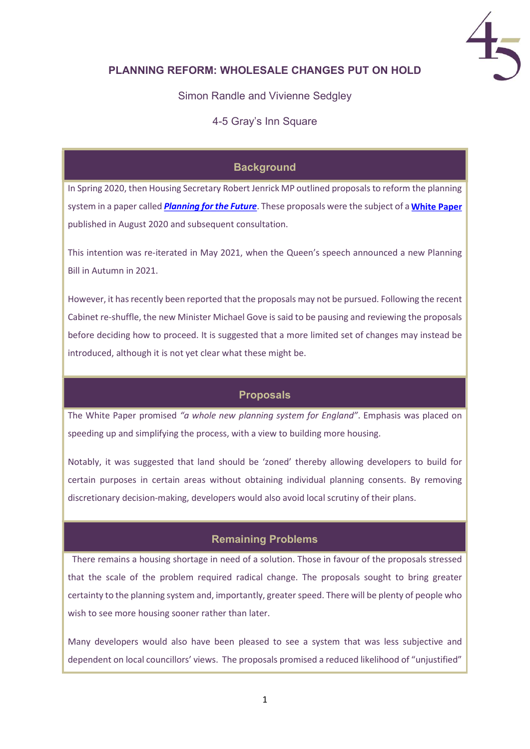## PLANNING REFORM: WHOLESALE CHANGES PUT ON HOLD

Simon Randle and Vivienne Sedgley

4-5 Gray's Inn Square

### Background

In Spring 2020, then Housing Secretary Robert Jenrick MP outlined proposals to reform the planning system in a paper called ***Planning for the Future***. These proposals were the subject of a **White Paper** published in August 2020 and subsequent consultation.

This intention was re-iterated in May 2021, when the Queen's speech announced a new Planning Bill in Autumn in 2021.

However, it has recently been reported that the proposals may not be pursued. Following the recent Cabinet re-shuffle, the new Minister Michael Gove is said to be pausing and reviewing the proposals before deciding how to proceed. It is suggested that a more limited set of changes may instead be introduced, although it is not yet clear what these might be.

### Proposals

The White Paper promised *"a whole new planning system for England"*. Emphasis was placed on speeding up and simplifying the process, with a view to building more housing.

Notably, it was suggested that land should be 'zoned' thereby allowing developers to build for certain purposes in certain areas without obtaining individual planning consents. By removing discretionary decision-making, developers would also avoid local scrutiny of their plans.

### Remaining Problems

There remains a housing shortage in need of a solution. Those in favour of the proposals stressed that the scale of the problem required radical change. The proposals sought to bring greater certainty to the planning system and, importantly, greater speed. There will be plenty of people who wish to see more housing sooner rather than later.

Many developers would also have been pleased to see a system that was less subjective and dependent on local councillors' views. The proposals promised a reduced likelihood of "unjustified"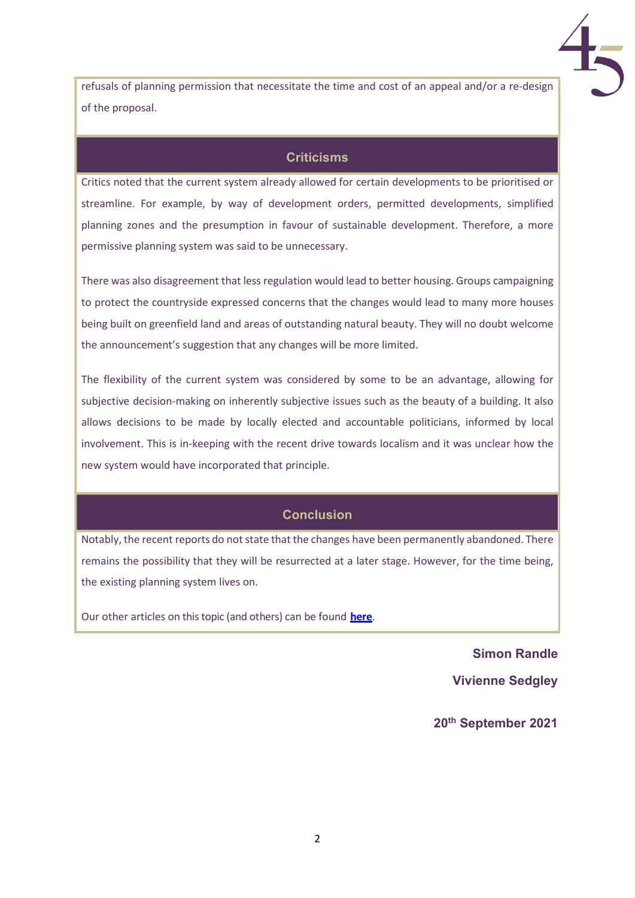refusals of planning permission that necessitate the time and cost of an appeal and/or a re-design of the proposal.

## Criticisms

Critics noted that the current system already allowed for certain developments to be prioritised or streamline. For example, by way of development orders, permitted developments, simplified planning zones and the presumption in favour of sustainable development. Therefore, a more permissive planning system was said to be unnecessary.

There was also disagreement that less regulation would lead to better housing. Groups campaigning to protect the countryside expressed concerns that the changes would lead to many more houses being built on greenfield land and areas of outstanding natural beauty. They will no doubt welcome the announcement's suggestion that any changes will be more limited.

The flexibility of the current system was considered by some to be an advantage, allowing for subjective decision-making on inherently subjective issues such as the beauty of a building. It also allows decisions to be made by locally elected and accountable politicians, informed by local involvement. This is in-keeping with the recent drive towards localism and it was unclear how the new system would have incorporated that principle.

## Conclusion

Notably, the recent reports do not state that the changes have been permanently abandoned. There remains the possibility that they will be resurrected at a later stage. However, for the time being, the existing planning system lives on.

Our other articles on this topic (and others) can be found **here**.

**Simon Randle**

**Vivienne Sedgley**

**20th September 2021**